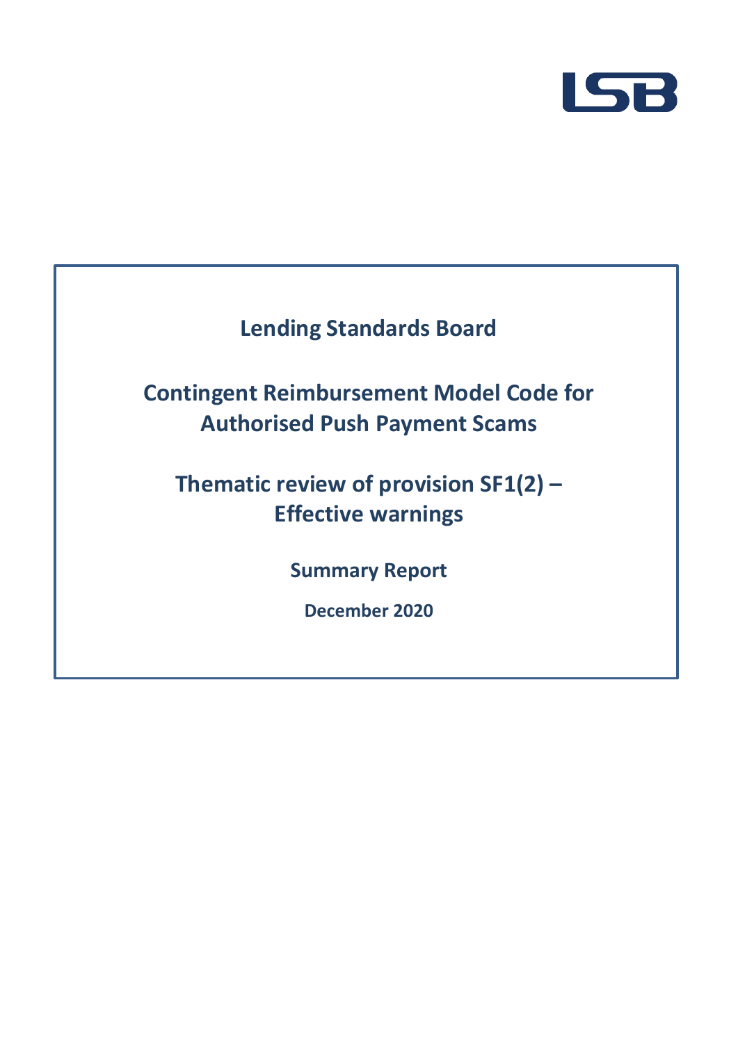# Lending Standards Board

## Contingent Reimbursement Model Code for Authorised Push Payment Scams

## Thematic review of provision SF1(2) – Effective warnings

**Summary Report**

**December 2020**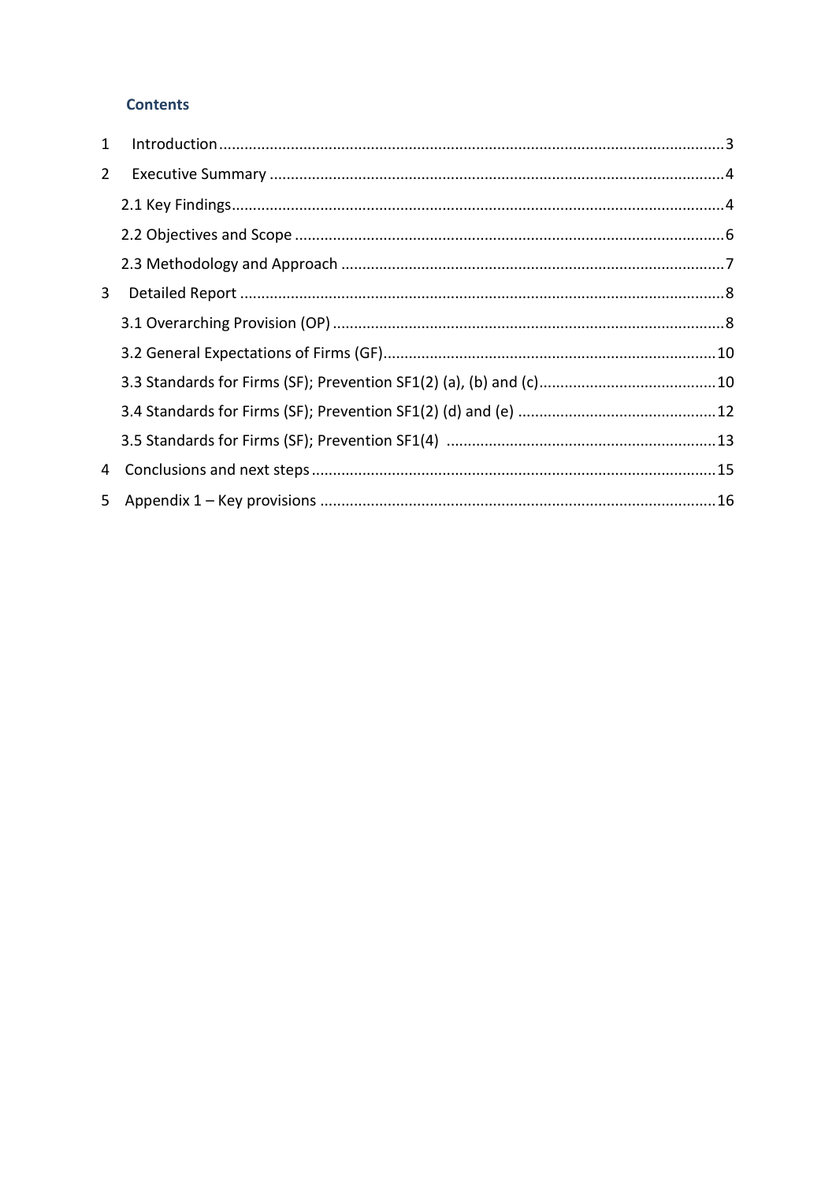## Contents

1 Introduction ........................................................................................................3

2 Executive Summary ............................................................................................4

2.1 Key Findings.....................................................................................................4

2.2 Objectives and Scope ......................................................................................6

2.3 Methodology and Approach ...........................................................................7

3 Detailed Report ...................................................................................................8

3.1 Overarching Provision (OP) .............................................................................8

3.2 General Expectations of Firms (GF)...............................................................10

3.3 Standards for Firms (SF); Prevention SF1(2) (a), (b) and (c)..........................10

3.4 Standards for Firms (SF); Prevention SF1(2) (d) and (e) ...............................12

3.5 Standards for Firms (SF); Prevention SF1(4) ................................................13

4 Conclusions and next steps ................................................................................15

5 Appendix 1 – Key provisions ..............................................................................16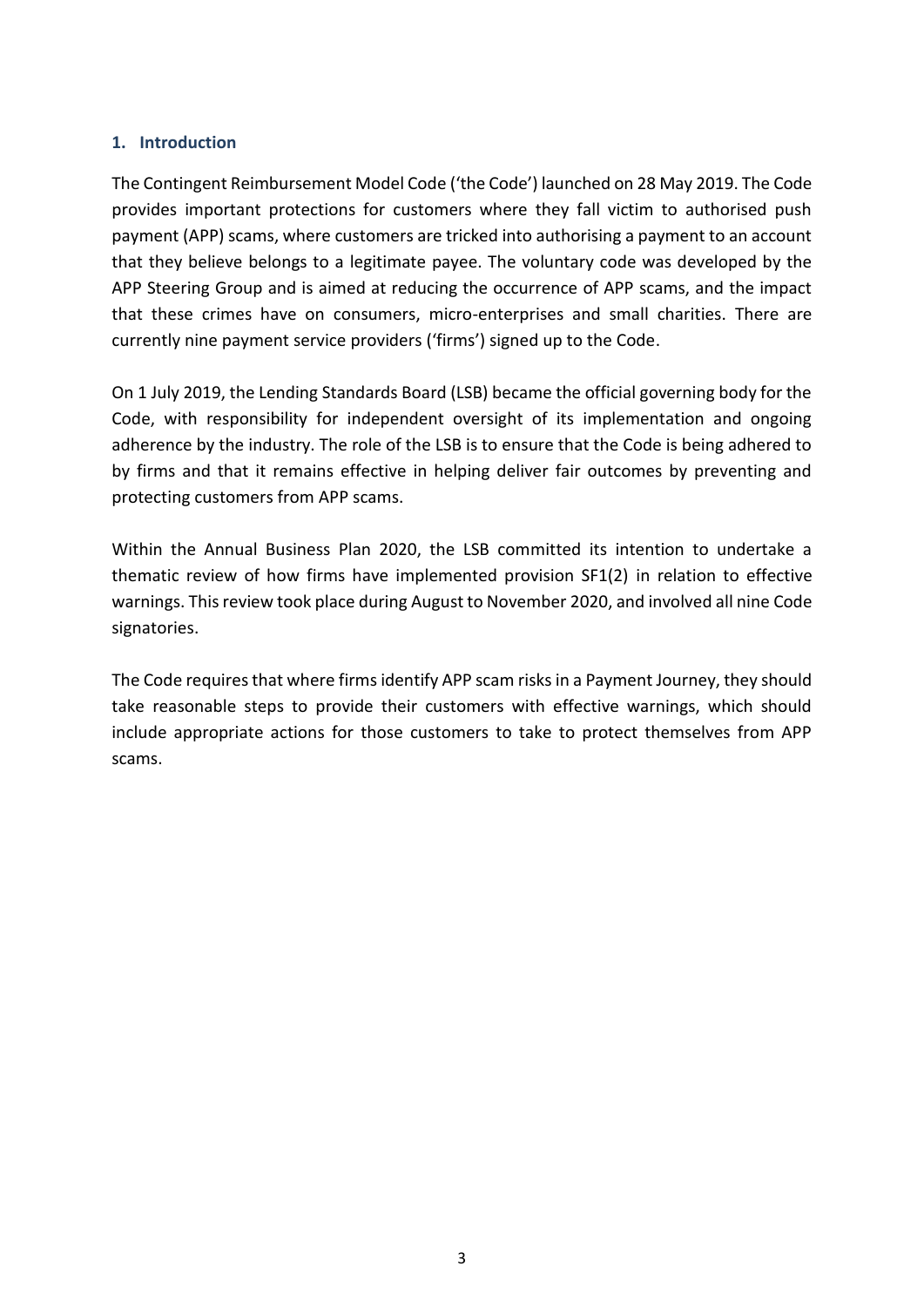## 1. Introduction

The Contingent Reimbursement Model Code ('the Code') launched on 28 May 2019. The Code provides important protections for customers where they fall victim to authorised push payment (APP) scams, where customers are tricked into authorising a payment to an account that they believe belongs to a legitimate payee. The voluntary code was developed by the APP Steering Group and is aimed at reducing the occurrence of APP scams, and the impact that these crimes have on consumers, micro-enterprises and small charities. There are currently nine payment service providers ('firms') signed up to the Code.

On 1 July 2019, the Lending Standards Board (LSB) became the official governing body for the Code, with responsibility for independent oversight of its implementation and ongoing adherence by the industry. The role of the LSB is to ensure that the Code is being adhered to by firms and that it remains effective in helping deliver fair outcomes by preventing and protecting customers from APP scams.

Within the Annual Business Plan 2020, the LSB committed its intention to undertake a thematic review of how firms have implemented provision SF1(2) in relation to effective warnings. This review took place during August to November 2020, and involved all nine Code signatories.

The Code requires that where firms identify APP scam risks in a Payment Journey, they should take reasonable steps to provide their customers with effective warnings, which should include appropriate actions for those customers to take to protect themselves from APP scams.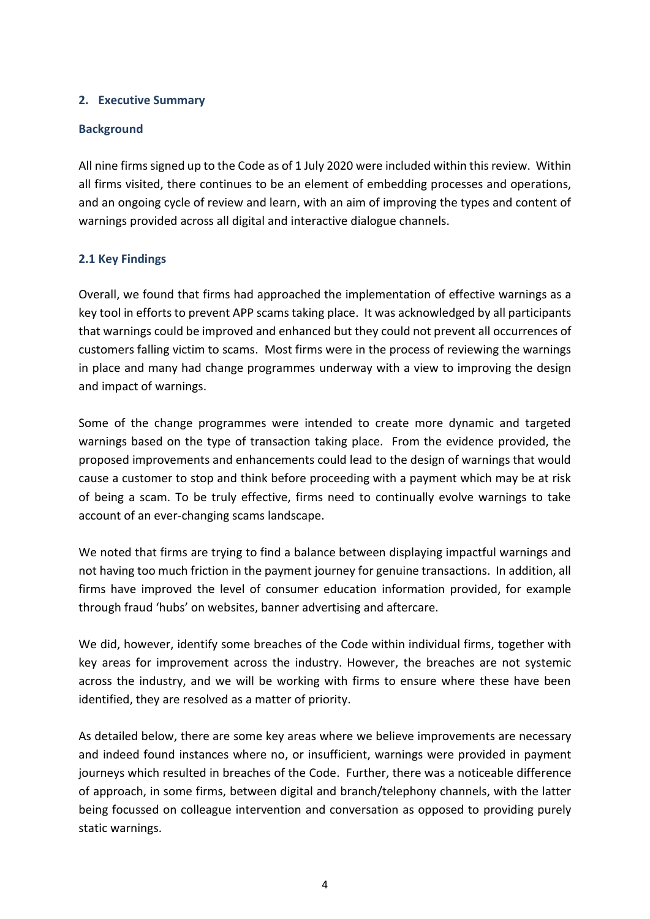## 2. Executive Summary

### Background

All nine firms signed up to the Code as of 1 July 2020 were included within this review. Within all firms visited, there continues to be an element of embedding processes and operations, and an ongoing cycle of review and learn, with an aim of improving the types and content of warnings provided across all digital and interactive dialogue channels.

### 2.1 Key Findings

Overall, we found that firms had approached the implementation of effective warnings as a key tool in efforts to prevent APP scams taking place. It was acknowledged by all participants that warnings could be improved and enhanced but they could not prevent all occurrences of customers falling victim to scams. Most firms were in the process of reviewing the warnings in place and many had change programmes underway with a view to improving the design and impact of warnings.

Some of the change programmes were intended to create more dynamic and targeted warnings based on the type of transaction taking place. From the evidence provided, the proposed improvements and enhancements could lead to the design of warnings that would cause a customer to stop and think before proceeding with a payment which may be at risk of being a scam. To be truly effective, firms need to continually evolve warnings to take account of an ever-changing scams landscape.

We noted that firms are trying to find a balance between displaying impactful warnings and not having too much friction in the payment journey for genuine transactions. In addition, all firms have improved the level of consumer education information provided, for example through fraud 'hubs' on websites, banner advertising and aftercare.

We did, however, identify some breaches of the Code within individual firms, together with key areas for improvement across the industry. However, the breaches are not systemic across the industry, and we will be working with firms to ensure where these have been identified, they are resolved as a matter of priority.

As detailed below, there are some key areas where we believe improvements are necessary and indeed found instances where no, or insufficient, warnings were provided in payment journeys which resulted in breaches of the Code. Further, there was a noticeable difference of approach, in some firms, between digital and branch/telephony channels, with the latter being focussed on colleague intervention and conversation as opposed to providing purely static warnings.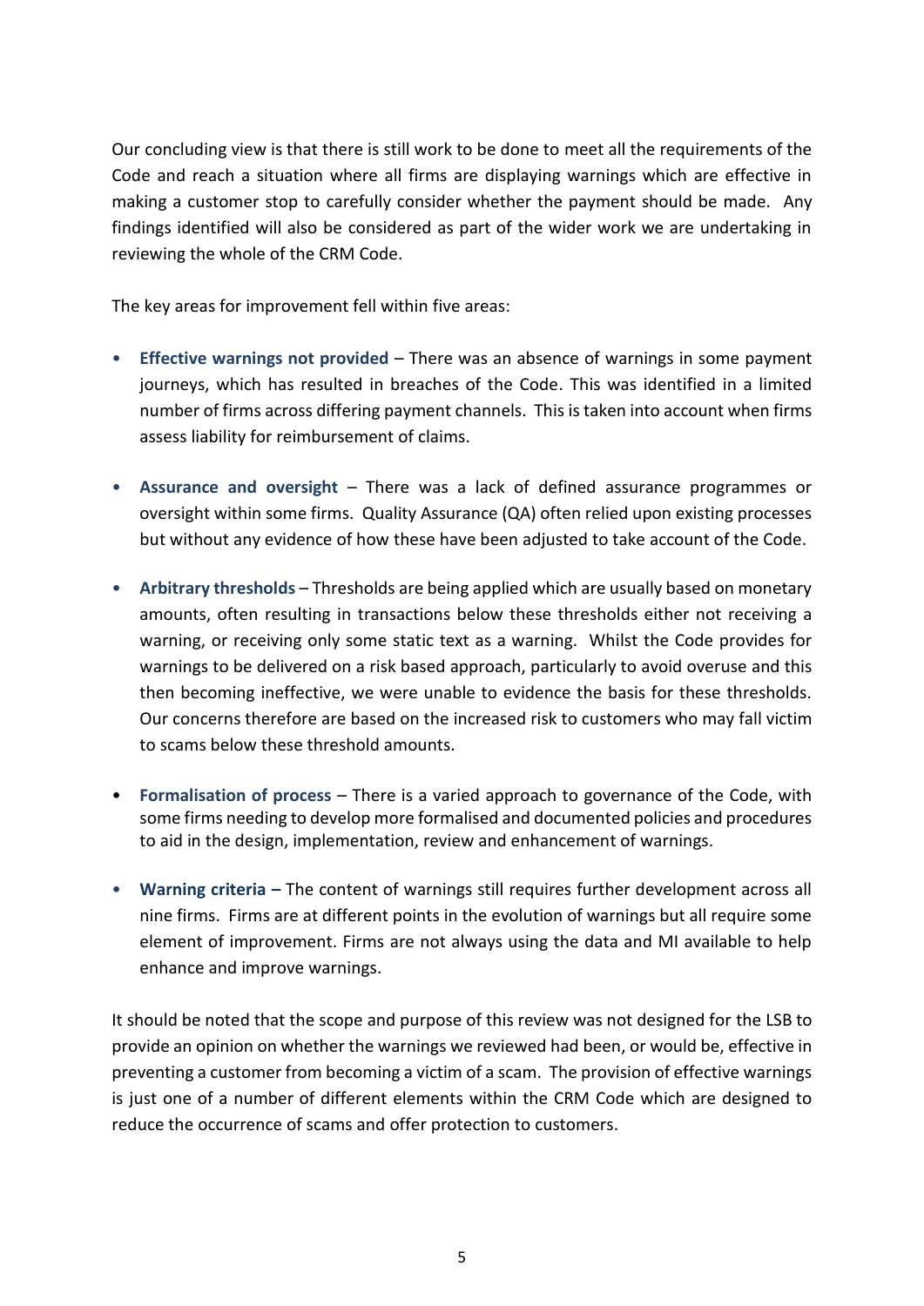Our concluding view is that there is still work to be done to meet all the requirements of the Code and reach a situation where all firms are displaying warnings which are effective in making a customer stop to carefully consider whether the payment should be made. Any findings identified will also be considered as part of the wider work we are undertaking in reviewing the whole of the CRM Code.

The key areas for improvement fell within five areas:

- **Effective warnings not provided** – There was an absence of warnings in some payment journeys, which has resulted in breaches of the Code. This was identified in a limited number of firms across differing payment channels. This is taken into account when firms assess liability for reimbursement of claims.

- **Assurance and oversight** – There was a lack of defined assurance programmes or oversight within some firms. Quality Assurance (QA) often relied upon existing processes but without any evidence of how these have been adjusted to take account of the Code.

- **Arbitrary thresholds** – Thresholds are being applied which are usually based on monetary amounts, often resulting in transactions below these thresholds either not receiving a warning, or receiving only some static text as a warning. Whilst the Code provides for warnings to be delivered on a risk based approach, particularly to avoid overuse and this then becoming ineffective, we were unable to evidence the basis for these thresholds. Our concerns therefore are based on the increased risk to customers who may fall victim to scams below these threshold amounts.

- **Formalisation of process** – There is a varied approach to governance of the Code, with some firms needing to develop more formalised and documented policies and procedures to aid in the design, implementation, review and enhancement of warnings.

- **Warning criteria** – The content of warnings still requires further development across all nine firms. Firms are at different points in the evolution of warnings but all require some element of improvement. Firms are not always using the data and MI available to help enhance and improve warnings.

It should be noted that the scope and purpose of this review was not designed for the LSB to provide an opinion on whether the warnings we reviewed had been, or would be, effective in preventing a customer from becoming a victim of a scam. The provision of effective warnings is just one of a number of different elements within the CRM Code which are designed to reduce the occurrence of scams and offer protection to customers.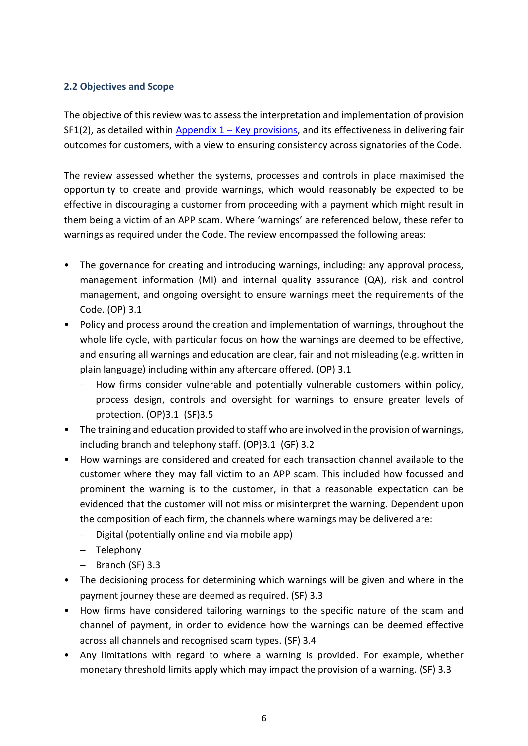### 2.2 Objectives and Scope

The objective of this review was to assess the interpretation and implementation of provision SF1(2), as detailed within Appendix 1 – Key provisions, and its effectiveness in delivering fair outcomes for customers, with a view to ensuring consistency across signatories of the Code.

The review assessed whether the systems, processes and controls in place maximised the opportunity to create and provide warnings, which would reasonably be expected to be effective in discouraging a customer from proceeding with a payment which might result in them being a victim of an APP scam. Where 'warnings' are referenced below, these refer to warnings as required under the Code. The review encompassed the following areas:

- The governance for creating and introducing warnings, including: any approval process, management information (MI) and internal quality assurance (QA), risk and control management, and ongoing oversight to ensure warnings meet the requirements of the Code. (OP) 3.1
- Policy and process around the creation and implementation of warnings, throughout the whole life cycle, with particular focus on how the warnings are deemed to be effective, and ensuring all warnings and education are clear, fair and not misleading (e.g. written in plain language) including within any aftercare offered. (OP) 3.1
  - How firms consider vulnerable and potentially vulnerable customers within policy, process design, controls and oversight for warnings to ensure greater levels of protection. (OP)3.1 (SF)3.5
- The training and education provided to staff who are involved in the provision of warnings, including branch and telephony staff. (OP)3.1 (GF) 3.2
- How warnings are considered and created for each transaction channel available to the customer where they may fall victim to an APP scam. This included how focussed and prominent the warning is to the customer, in that a reasonable expectation can be evidenced that the customer will not miss or misinterpret the warning. Dependent upon the composition of each firm, the channels where warnings may be delivered are:
  - Digital (potentially online and via mobile app)
  - Telephony
  - Branch (SF) 3.3
- The decisioning process for determining which warnings will be given and where in the payment journey these are deemed as required. (SF) 3.3
- How firms have considered tailoring warnings to the specific nature of the scam and channel of payment, in order to evidence how the warnings can be deemed effective across all channels and recognised scam types. (SF) 3.4
- Any limitations with regard to where a warning is provided. For example, whether monetary threshold limits apply which may impact the provision of a warning. (SF) 3.3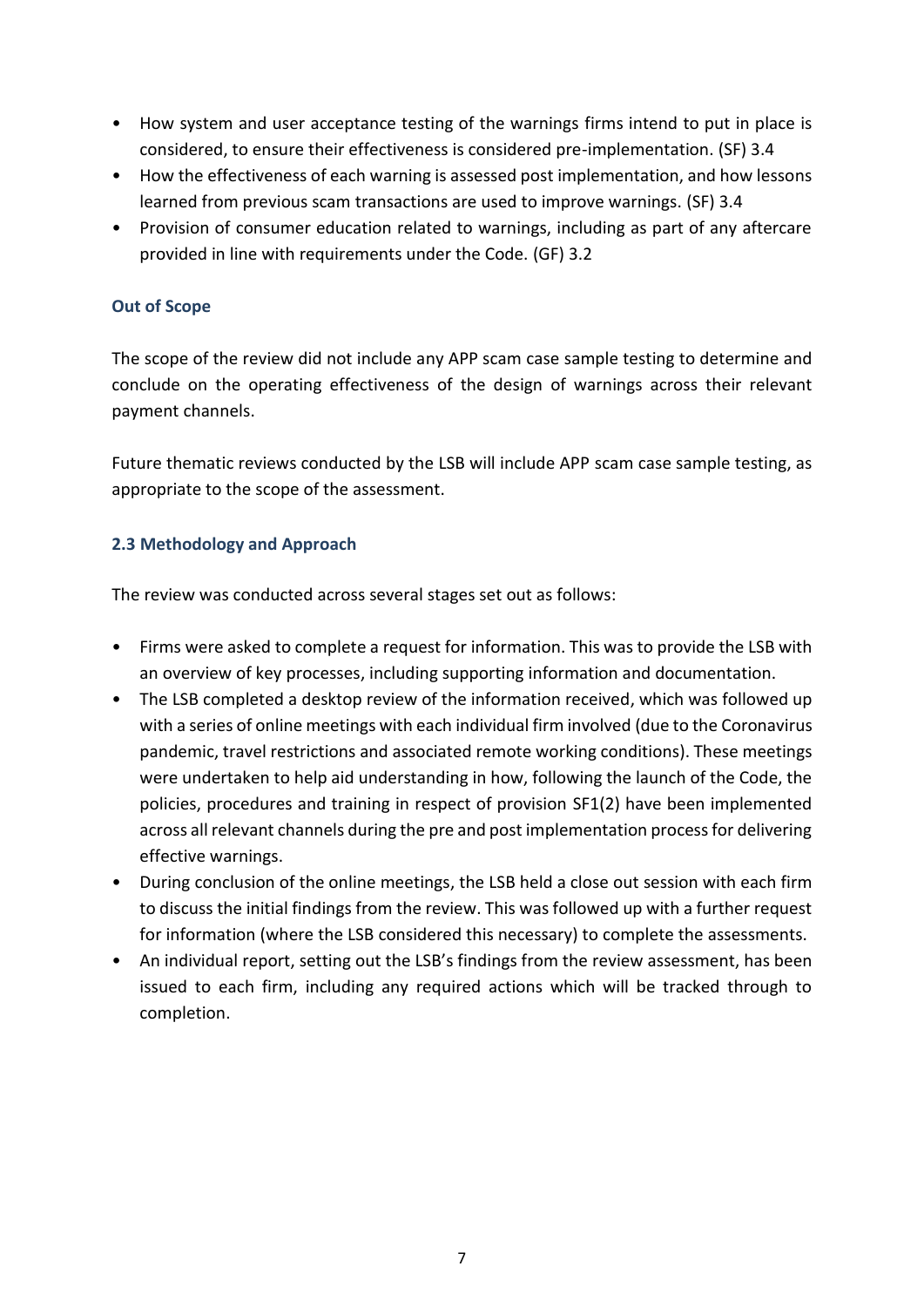- How system and user acceptance testing of the warnings firms intend to put in place is considered, to ensure their effectiveness is considered pre-implementation. (SF) 3.4
- How the effectiveness of each warning is assessed post implementation, and how lessons learned from previous scam transactions are used to improve warnings. (SF) 3.4
- Provision of consumer education related to warnings, including as part of any aftercare provided in line with requirements under the Code. (GF) 3.2

### Out of Scope

The scope of the review did not include any APP scam case sample testing to determine and conclude on the operating effectiveness of the design of warnings across their relevant payment channels.

Future thematic reviews conducted by the LSB will include APP scam case sample testing, as appropriate to the scope of the assessment.

### 2.3 Methodology and Approach

The review was conducted across several stages set out as follows:

- Firms were asked to complete a request for information. This was to provide the LSB with an overview of key processes, including supporting information and documentation.
- The LSB completed a desktop review of the information received, which was followed up with a series of online meetings with each individual firm involved (due to the Coronavirus pandemic, travel restrictions and associated remote working conditions). These meetings were undertaken to help aid understanding in how, following the launch of the Code, the policies, procedures and training in respect of provision SF1(2) have been implemented across all relevant channels during the pre and post implementation process for delivering effective warnings.
- During conclusion of the online meetings, the LSB held a close out session with each firm to discuss the initial findings from the review. This was followed up with a further request for information (where the LSB considered this necessary) to complete the assessments.
- An individual report, setting out the LSB's findings from the review assessment, has been issued to each firm, including any required actions which will be tracked through to completion.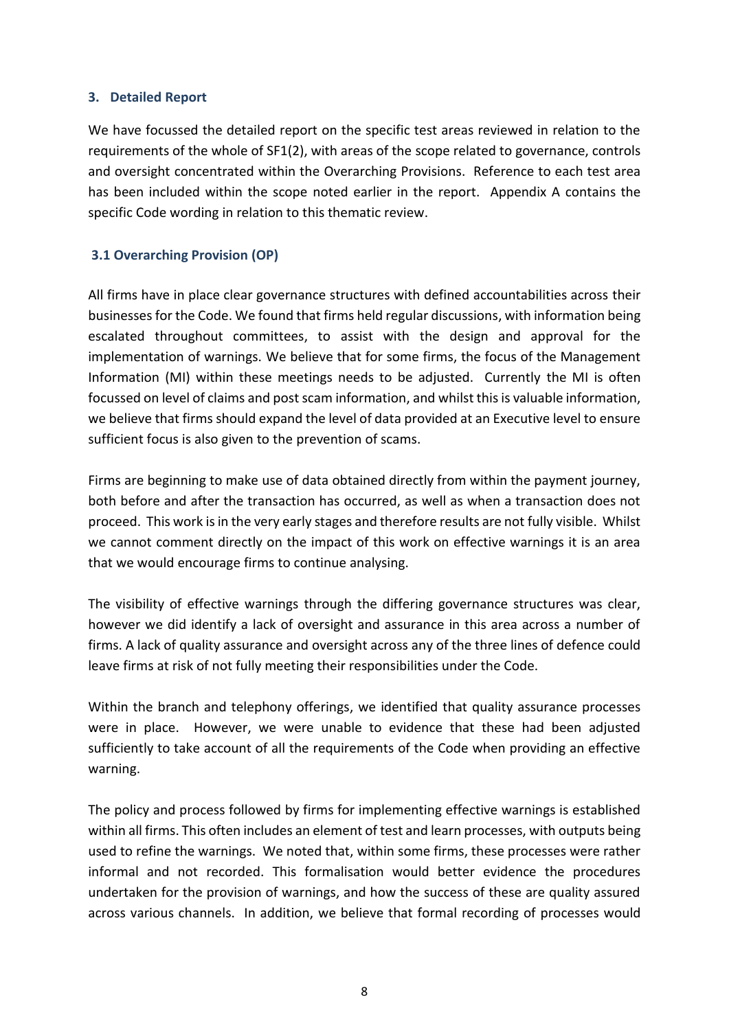## 3. Detailed Report

We have focussed the detailed report on the specific test areas reviewed in relation to the requirements of the whole of SF1(2), with areas of the scope related to governance, controls and oversight concentrated within the Overarching Provisions. Reference to each test area has been included within the scope noted earlier in the report. Appendix A contains the specific Code wording in relation to this thematic review.

### 3.1 Overarching Provision (OP)

All firms have in place clear governance structures with defined accountabilities across their businesses for the Code. We found that firms held regular discussions, with information being escalated throughout committees, to assist with the design and approval for the implementation of warnings. We believe that for some firms, the focus of the Management Information (MI) within these meetings needs to be adjusted. Currently the MI is often focussed on level of claims and post scam information, and whilst this is valuable information, we believe that firms should expand the level of data provided at an Executive level to ensure sufficient focus is also given to the prevention of scams.

Firms are beginning to make use of data obtained directly from within the payment journey, both before and after the transaction has occurred, as well as when a transaction does not proceed. This work is in the very early stages and therefore results are not fully visible. Whilst we cannot comment directly on the impact of this work on effective warnings it is an area that we would encourage firms to continue analysing.

The visibility of effective warnings through the differing governance structures was clear, however we did identify a lack of oversight and assurance in this area across a number of firms. A lack of quality assurance and oversight across any of the three lines of defence could leave firms at risk of not fully meeting their responsibilities under the Code.

Within the branch and telephony offerings, we identified that quality assurance processes were in place. However, we were unable to evidence that these had been adjusted sufficiently to take account of all the requirements of the Code when providing an effective warning.

The policy and process followed by firms for implementing effective warnings is established within all firms. This often includes an element of test and learn processes, with outputs being used to refine the warnings. We noted that, within some firms, these processes were rather informal and not recorded. This formalisation would better evidence the procedures undertaken for the provision of warnings, and how the success of these are quality assured across various channels. In addition, we believe that formal recording of processes would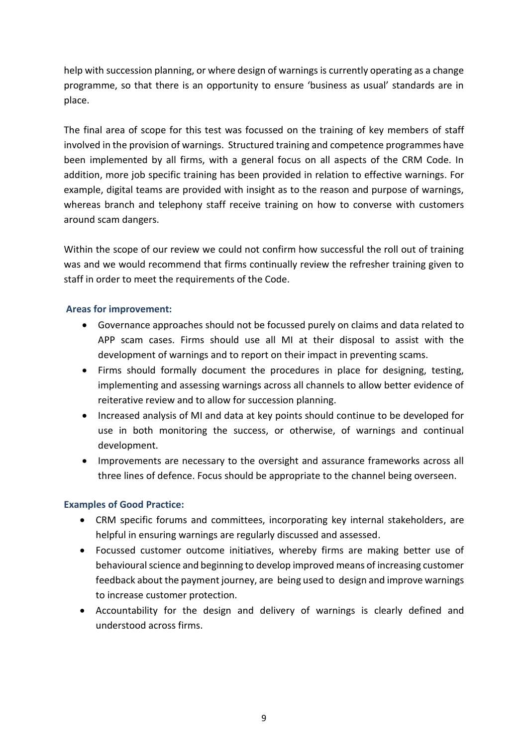help with succession planning, or where design of warnings is currently operating as a change programme, so that there is an opportunity to ensure 'business as usual' standards are in place.

The final area of scope for this test was focussed on the training of key members of staff involved in the provision of warnings. Structured training and competence programmes have been implemented by all firms, with a general focus on all aspects of the CRM Code. In addition, more job specific training has been provided in relation to effective warnings. For example, digital teams are provided with insight as to the reason and purpose of warnings, whereas branch and telephony staff receive training on how to converse with customers around scam dangers.

Within the scope of our review we could not confirm how successful the roll out of training was and we would recommend that firms continually review the refresher training given to staff in order to meet the requirements of the Code.

**Areas for improvement:**

- Governance approaches should not be focussed purely on claims and data related to APP scam cases. Firms should use all MI at their disposal to assist with the development of warnings and to report on their impact in preventing scams.
- Firms should formally document the procedures in place for designing, testing, implementing and assessing warnings across all channels to allow better evidence of reiterative review and to allow for succession planning.
- Increased analysis of MI and data at key points should continue to be developed for use in both monitoring the success, or otherwise, of warnings and continual development.
- Improvements are necessary to the oversight and assurance frameworks across all three lines of defence. Focus should be appropriate to the channel being overseen.

**Examples of Good Practice:**

- CRM specific forums and committees, incorporating key internal stakeholders, are helpful in ensuring warnings are regularly discussed and assessed.
- Focussed customer outcome initiatives, whereby firms are making better use of behavioural science and beginning to develop improved means of increasing customer feedback about the payment journey, are being used to design and improve warnings to increase customer protection.
- Accountability for the design and delivery of warnings is clearly defined and understood across firms.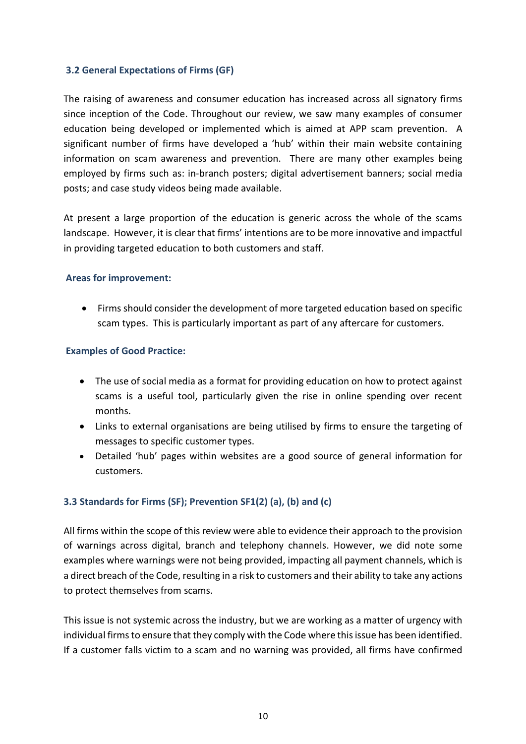### 3.2 General Expectations of Firms (GF)

The raising of awareness and consumer education has increased across all signatory firms since inception of the Code. Throughout our review, we saw many examples of consumer education being developed or implemented which is aimed at APP scam prevention. A significant number of firms have developed a 'hub' within their main website containing information on scam awareness and prevention. There are many other examples being employed by firms such as: in-branch posters; digital advertisement banners; social media posts; and case study videos being made available.

At present a large proportion of the education is generic across the whole of the scams landscape. However, it is clear that firms' intentions are to be more innovative and impactful in providing targeted education to both customers and staff.

**Areas for improvement:**

- Firms should consider the development of more targeted education based on specific scam types. This is particularly important as part of any aftercare for customers.

**Examples of Good Practice:**

- The use of social media as a format for providing education on how to protect against scams is a useful tool, particularly given the rise in online spending over recent months.
- Links to external organisations are being utilised by firms to ensure the targeting of messages to specific customer types.
- Detailed 'hub' pages within websites are a good source of general information for customers.

### 3.3 Standards for Firms (SF); Prevention SF1(2) (a), (b) and (c)

All firms within the scope of this review were able to evidence their approach to the provision of warnings across digital, branch and telephony channels. However, we did note some examples where warnings were not being provided, impacting all payment channels, which is a direct breach of the Code, resulting in a risk to customers and their ability to take any actions to protect themselves from scams.

This issue is not systemic across the industry, but we are working as a matter of urgency with individual firms to ensure that they comply with the Code where this issue has been identified. If a customer falls victim to a scam and no warning was provided, all firms have confirmed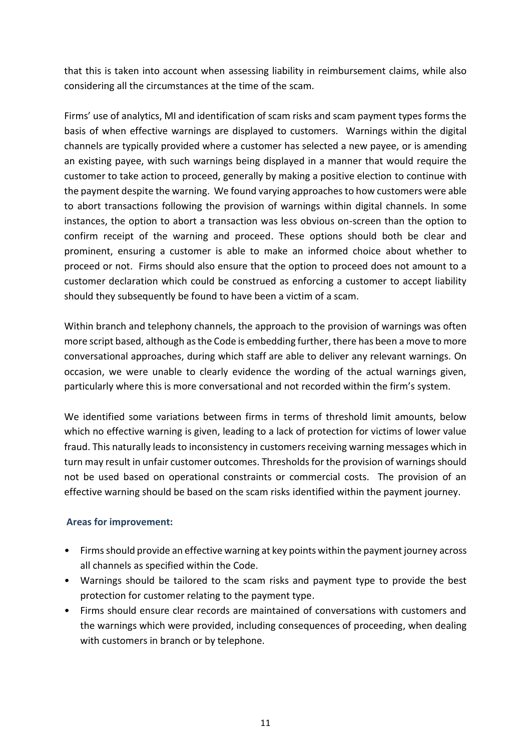that this is taken into account when assessing liability in reimbursement claims, while also considering all the circumstances at the time of the scam.

Firms' use of analytics, MI and identification of scam risks and scam payment types forms the basis of when effective warnings are displayed to customers. Warnings within the digital channels are typically provided where a customer has selected a new payee, or is amending an existing payee, with such warnings being displayed in a manner that would require the customer to take action to proceed, generally by making a positive election to continue with the payment despite the warning. We found varying approaches to how customers were able to abort transactions following the provision of warnings within digital channels. In some instances, the option to abort a transaction was less obvious on-screen than the option to confirm receipt of the warning and proceed. These options should both be clear and prominent, ensuring a customer is able to make an informed choice about whether to proceed or not. Firms should also ensure that the option to proceed does not amount to a customer declaration which could be construed as enforcing a customer to accept liability should they subsequently be found to have been a victim of a scam.

Within branch and telephony channels, the approach to the provision of warnings was often more script based, although as the Code is embedding further, there has been a move to more conversational approaches, during which staff are able to deliver any relevant warnings. On occasion, we were unable to clearly evidence the wording of the actual warnings given, particularly where this is more conversational and not recorded within the firm's system.

We identified some variations between firms in terms of threshold limit amounts, below which no effective warning is given, leading to a lack of protection for victims of lower value fraud. This naturally leads to inconsistency in customers receiving warning messages which in turn may result in unfair customer outcomes. Thresholds for the provision of warnings should not be used based on operational constraints or commercial costs. The provision of an effective warning should be based on the scam risks identified within the payment journey.

**Areas for improvement:**

- Firms should provide an effective warning at key points within the payment journey across all channels as specified within the Code.
- Warnings should be tailored to the scam risks and payment type to provide the best protection for customer relating to the payment type.
- Firms should ensure clear records are maintained of conversations with customers and the warnings which were provided, including consequences of proceeding, when dealing with customers in branch or by telephone.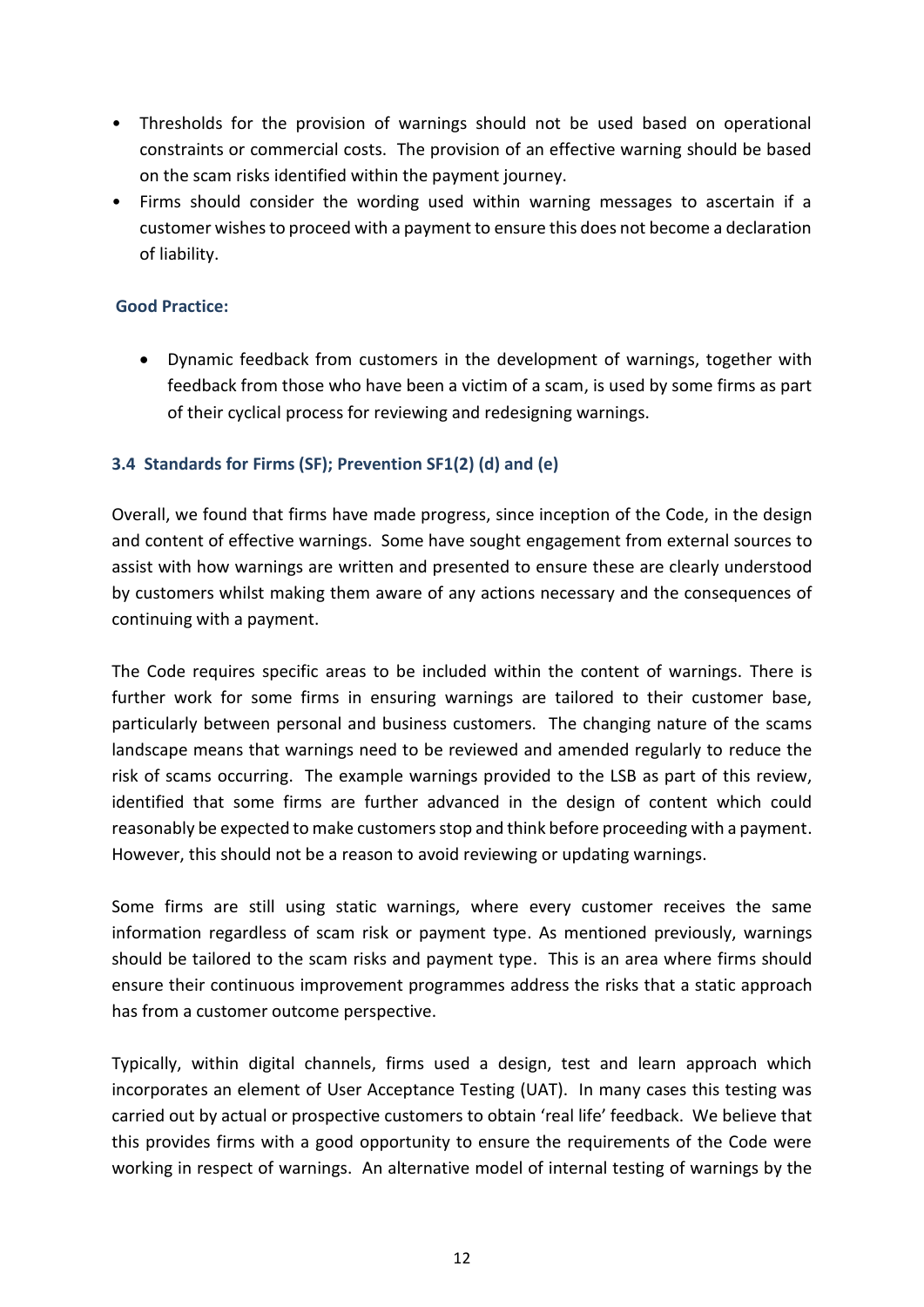- Thresholds for the provision of warnings should not be used based on operational constraints or commercial costs. The provision of an effective warning should be based on the scam risks identified within the payment journey.
- Firms should consider the wording used within warning messages to ascertain if a customer wishes to proceed with a payment to ensure this does not become a declaration of liability.

**Good Practice:**

- Dynamic feedback from customers in the development of warnings, together with feedback from those who have been a victim of a scam, is used by some firms as part of their cyclical process for reviewing and redesigning warnings.

### 3.4 Standards for Firms (SF); Prevention SF1(2) (d) and (e)

Overall, we found that firms have made progress, since inception of the Code, in the design and content of effective warnings. Some have sought engagement from external sources to assist with how warnings are written and presented to ensure these are clearly understood by customers whilst making them aware of any actions necessary and the consequences of continuing with a payment.

The Code requires specific areas to be included within the content of warnings. There is further work for some firms in ensuring warnings are tailored to their customer base, particularly between personal and business customers. The changing nature of the scams landscape means that warnings need to be reviewed and amended regularly to reduce the risk of scams occurring. The example warnings provided to the LSB as part of this review, identified that some firms are further advanced in the design of content which could reasonably be expected to make customers stop and think before proceeding with a payment. However, this should not be a reason to avoid reviewing or updating warnings.

Some firms are still using static warnings, where every customer receives the same information regardless of scam risk or payment type. As mentioned previously, warnings should be tailored to the scam risks and payment type. This is an area where firms should ensure their continuous improvement programmes address the risks that a static approach has from a customer outcome perspective.

Typically, within digital channels, firms used a design, test and learn approach which incorporates an element of User Acceptance Testing (UAT). In many cases this testing was carried out by actual or prospective customers to obtain 'real life' feedback. We believe that this provides firms with a good opportunity to ensure the requirements of the Code were working in respect of warnings. An alternative model of internal testing of warnings by the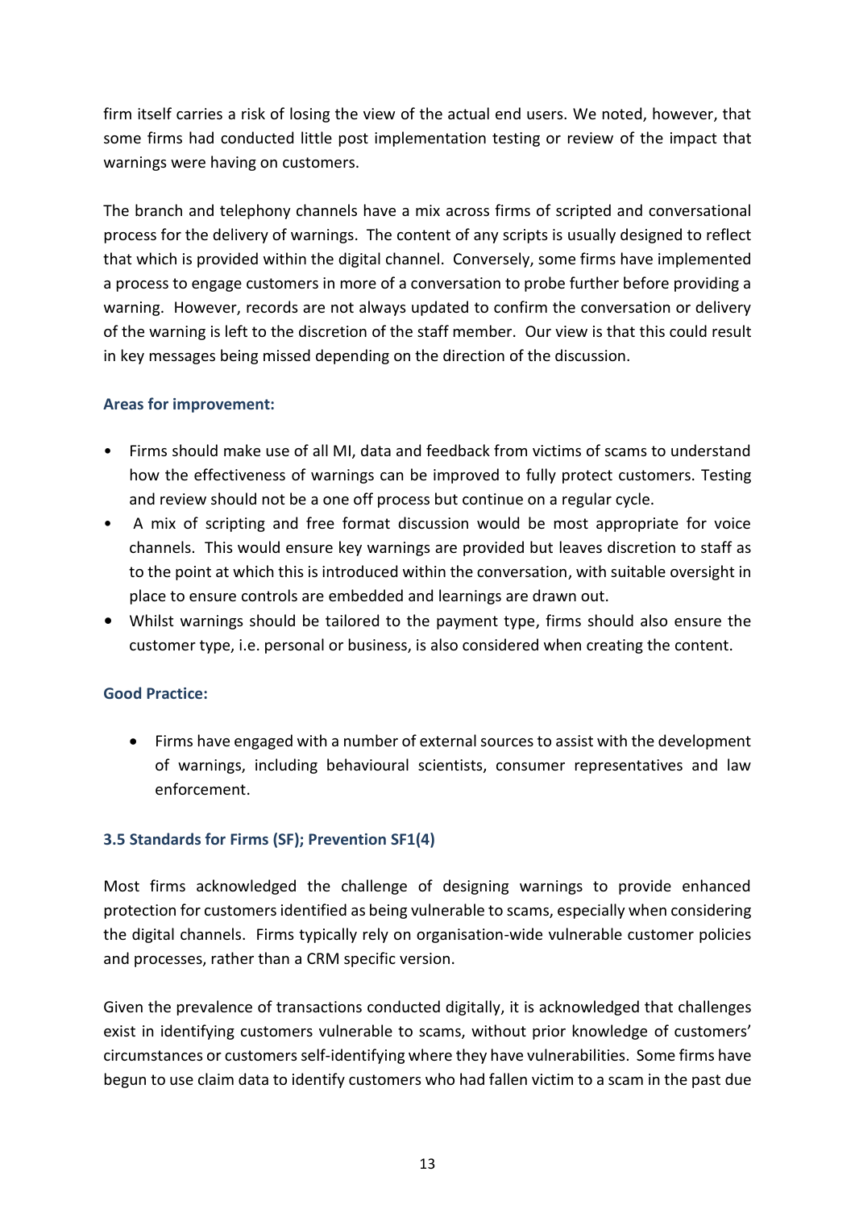firm itself carries a risk of losing the view of the actual end users. We noted, however, that some firms had conducted little post implementation testing or review of the impact that warnings were having on customers.

The branch and telephony channels have a mix across firms of scripted and conversational process for the delivery of warnings. The content of any scripts is usually designed to reflect that which is provided within the digital channel. Conversely, some firms have implemented a process to engage customers in more of a conversation to probe further before providing a warning. However, records are not always updated to confirm the conversation or delivery of the warning is left to the discretion of the staff member. Our view is that this could result in key messages being missed depending on the direction of the discussion.

**Areas for improvement:**

- Firms should make use of all MI, data and feedback from victims of scams to understand how the effectiveness of warnings can be improved to fully protect customers. Testing and review should not be a one off process but continue on a regular cycle.
- A mix of scripting and free format discussion would be most appropriate for voice channels. This would ensure key warnings are provided but leaves discretion to staff as to the point at which this is introduced within the conversation, with suitable oversight in place to ensure controls are embedded and learnings are drawn out.
- Whilst warnings should be tailored to the payment type, firms should also ensure the customer type, i.e. personal or business, is also considered when creating the content.

**Good Practice:**

- Firms have engaged with a number of external sources to assist with the development of warnings, including behavioural scientists, consumer representatives and law enforcement.

### 3.5 Standards for Firms (SF); Prevention SF1(4)

Most firms acknowledged the challenge of designing warnings to provide enhanced protection for customers identified as being vulnerable to scams, especially when considering the digital channels. Firms typically rely on organisation-wide vulnerable customer policies and processes, rather than a CRM specific version.

Given the prevalence of transactions conducted digitally, it is acknowledged that challenges exist in identifying customers vulnerable to scams, without prior knowledge of customers' circumstances or customers self-identifying where they have vulnerabilities. Some firms have begun to use claim data to identify customers who had fallen victim to a scam in the past due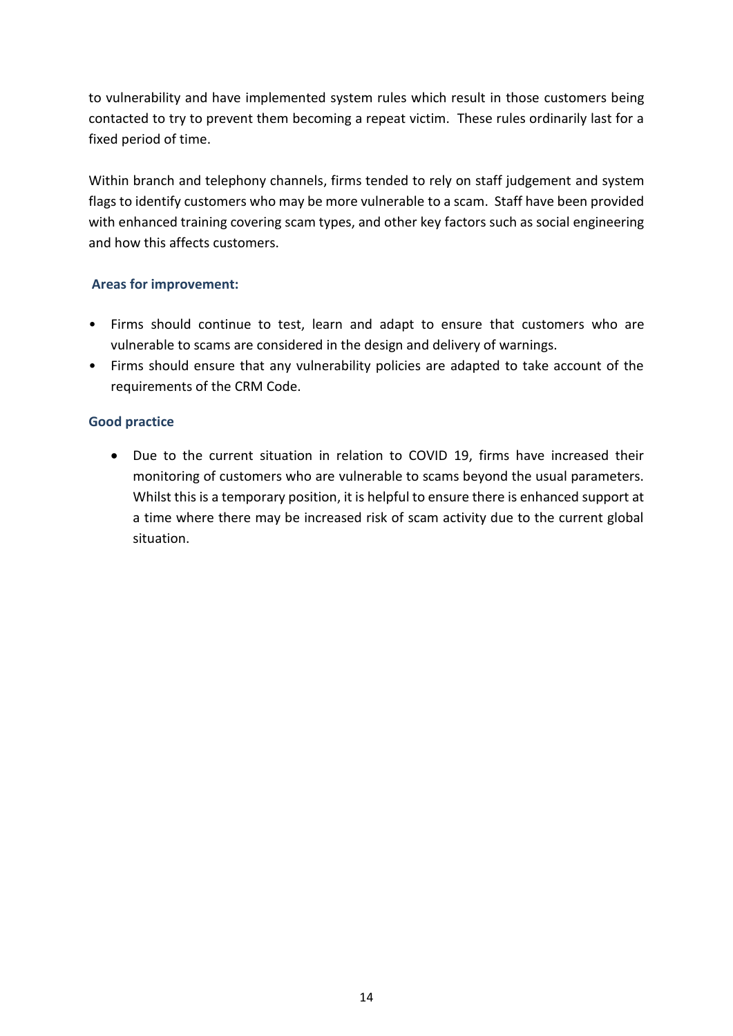to vulnerability and have implemented system rules which result in those customers being contacted to try to prevent them becoming a repeat victim. These rules ordinarily last for a fixed period of time.

Within branch and telephony channels, firms tended to rely on staff judgement and system flags to identify customers who may be more vulnerable to a scam. Staff have been provided with enhanced training covering scam types, and other key factors such as social engineering and how this affects customers.

**Areas for improvement:**

- Firms should continue to test, learn and adapt to ensure that customers who are vulnerable to scams are considered in the design and delivery of warnings.
- Firms should ensure that any vulnerability policies are adapted to take account of the requirements of the CRM Code.

**Good practice**

- Due to the current situation in relation to COVID 19, firms have increased their monitoring of customers who are vulnerable to scams beyond the usual parameters. Whilst this is a temporary position, it is helpful to ensure there is enhanced support at a time where there may be increased risk of scam activity due to the current global situation.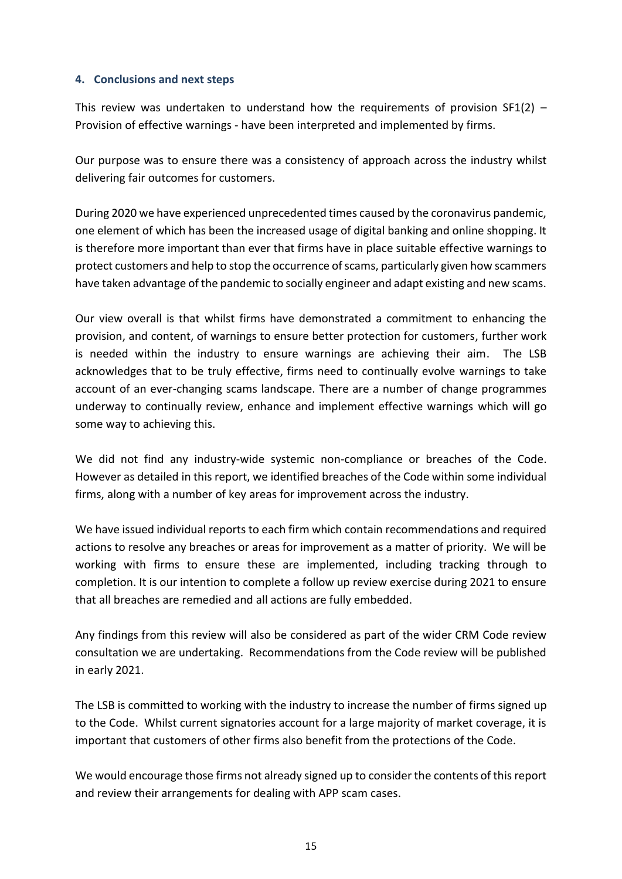## 4. Conclusions and next steps

This review was undertaken to understand how the requirements of provision SF1(2) – Provision of effective warnings - have been interpreted and implemented by firms.

Our purpose was to ensure there was a consistency of approach across the industry whilst delivering fair outcomes for customers.

During 2020 we have experienced unprecedented times caused by the coronavirus pandemic, one element of which has been the increased usage of digital banking and online shopping. It is therefore more important than ever that firms have in place suitable effective warnings to protect customers and help to stop the occurrence of scams, particularly given how scammers have taken advantage of the pandemic to socially engineer and adapt existing and new scams.

Our view overall is that whilst firms have demonstrated a commitment to enhancing the provision, and content, of warnings to ensure better protection for customers, further work is needed within the industry to ensure warnings are achieving their aim. The LSB acknowledges that to be truly effective, firms need to continually evolve warnings to take account of an ever-changing scams landscape. There are a number of change programmes underway to continually review, enhance and implement effective warnings which will go some way to achieving this.

We did not find any industry-wide systemic non-compliance or breaches of the Code. However as detailed in this report, we identified breaches of the Code within some individual firms, along with a number of key areas for improvement across the industry.

We have issued individual reports to each firm which contain recommendations and required actions to resolve any breaches or areas for improvement as a matter of priority. We will be working with firms to ensure these are implemented, including tracking through to completion. It is our intention to complete a follow up review exercise during 2021 to ensure that all breaches are remedied and all actions are fully embedded.

Any findings from this review will also be considered as part of the wider CRM Code review consultation we are undertaking. Recommendations from the Code review will be published in early 2021.

The LSB is committed to working with the industry to increase the number of firms signed up to the Code. Whilst current signatories account for a large majority of market coverage, it is important that customers of other firms also benefit from the protections of the Code.

We would encourage those firms not already signed up to consider the contents of this report and review their arrangements for dealing with APP scam cases.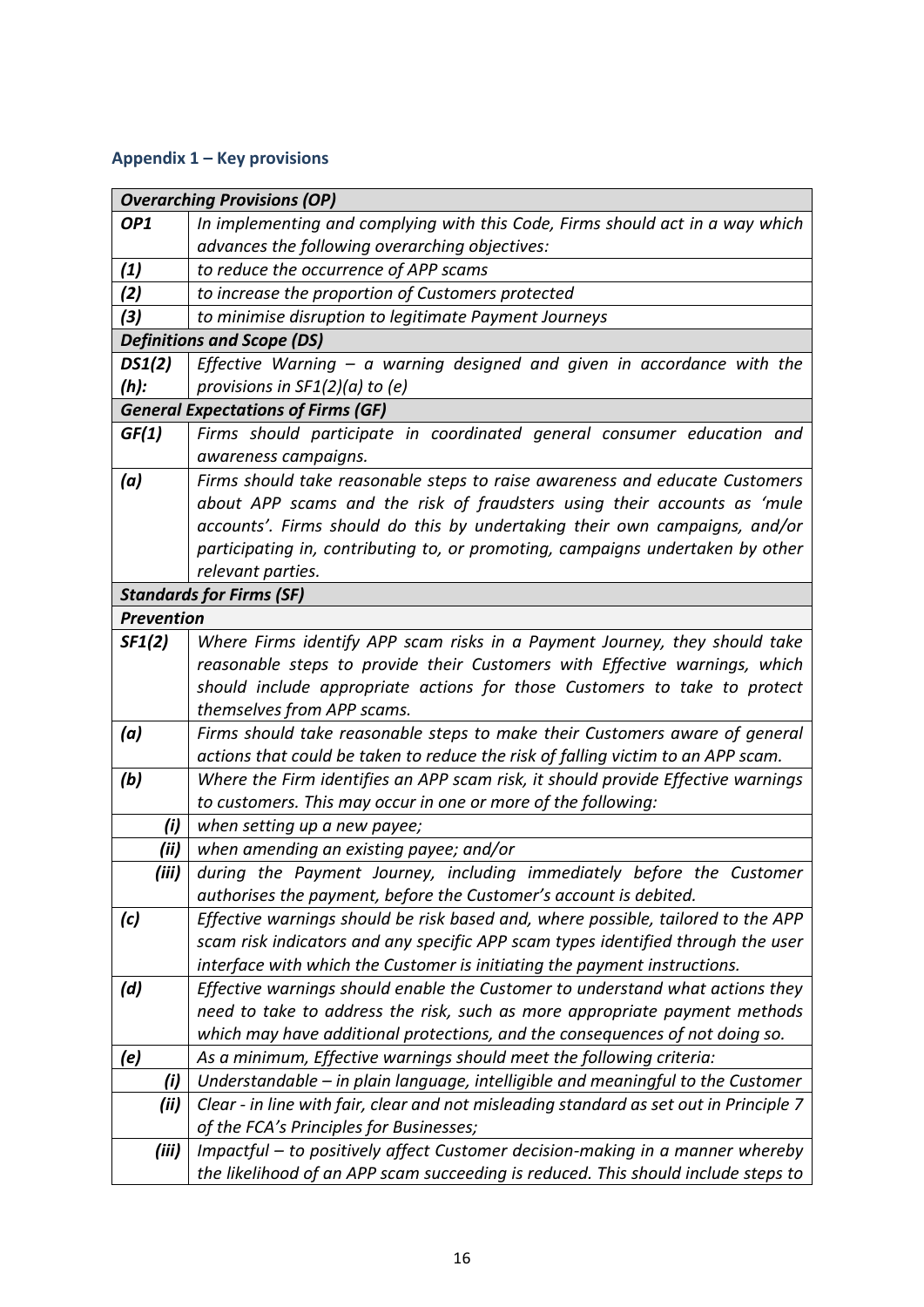## Appendix 1 – Key provisions

| ***Overarching Provisions (OP)*** | |
|---|---|
| ***OP1*** | *In implementing and complying with this Code, Firms should act in a way which advances the following overarching objectives:* |
| ***(1)*** | *to reduce the occurrence of APP scams* |
| ***(2)*** | *to increase the proportion of Customers protected* |
| ***(3)*** | *to minimise disruption to legitimate Payment Journeys* |
| ***Definitions and Scope (DS)*** | |
| ***DS1(2) (h):*** | *Effective Warning – a warning designed and given in accordance with the provisions in SF1(2)(a) to (e)* |
| ***General Expectations of Firms (GF)*** | |
| ***GF(1)*** | *Firms should participate in coordinated general consumer education and awareness campaigns.* |
| ***(a)*** | *Firms should take reasonable steps to raise awareness and educate Customers about APP scams and the risk of fraudsters using their accounts as 'mule accounts'. Firms should do this by undertaking their own campaigns, and/or participating in, contributing to, or promoting, campaigns undertaken by other relevant parties.* |
| ***Standards for Firms (SF)*** | |
| ***Prevention*** | |
| ***SF1(2)*** | *Where Firms identify APP scam risks in a Payment Journey, they should take reasonable steps to provide their Customers with Effective warnings, which should include appropriate actions for those Customers to take to protect themselves from APP scams.* |
| ***(a)*** | *Firms should take reasonable steps to make their Customers aware of general actions that could be taken to reduce the risk of falling victim to an APP scam.* |
| ***(b)*** | *Where the Firm identifies an APP scam risk, it should provide Effective warnings to customers. This may occur in one or more of the following:* |
| ***(i)*** | *when setting up a new payee;* |
| ***(ii)*** | *when amending an existing payee; and/or* |
| ***(iii)*** | *during the Payment Journey, including immediately before the Customer authorises the payment, before the Customer's account is debited.* |
| ***(c)*** | *Effective warnings should be risk based and, where possible, tailored to the APP scam risk indicators and any specific APP scam types identified through the user interface with which the Customer is initiating the payment instructions.* |
| ***(d)*** | *Effective warnings should enable the Customer to understand what actions they need to take to address the risk, such as more appropriate payment methods which may have additional protections, and the consequences of not doing so.* |
| ***(e)*** | *As a minimum, Effective warnings should meet the following criteria:* |
| ***(i)*** | *Understandable – in plain language, intelligible and meaningful to the Customer* |
| ***(ii)*** | *Clear - in line with fair, clear and not misleading standard as set out in Principle 7 of the FCA's Principles for Businesses;* |
| ***(iii)*** | *Impactful – to positively affect Customer decision-making in a manner whereby the likelihood of an APP scam succeeding is reduced. This should include steps to* |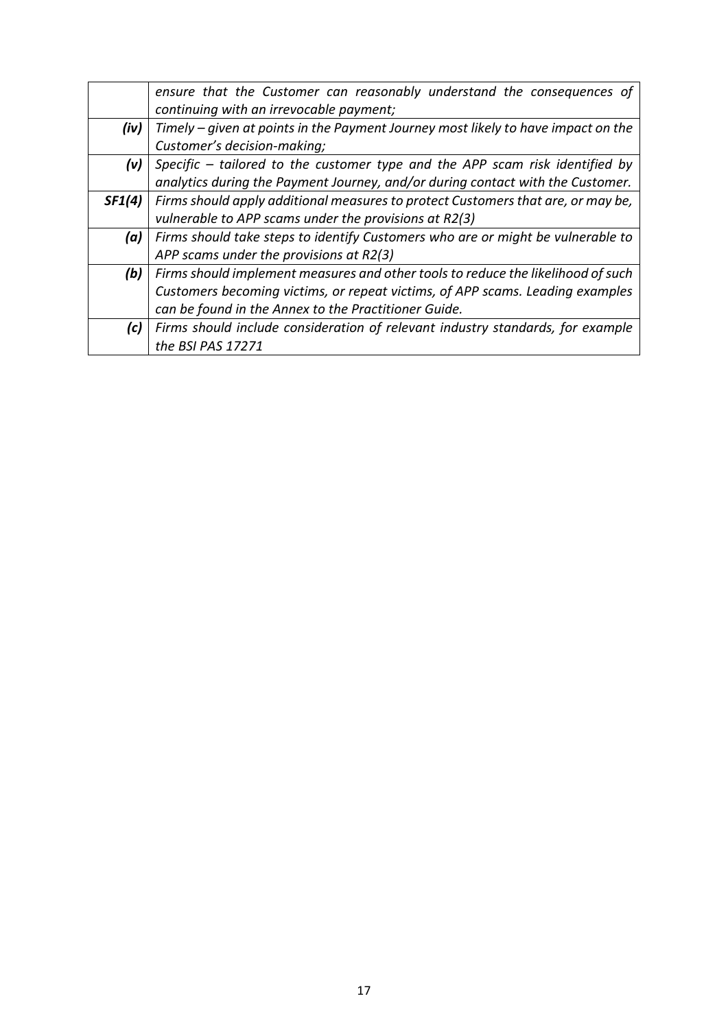| | |
|---|---|
| | *ensure that the Customer can reasonably understand the consequences of continuing with an irrevocable payment;* |
| ***(iv)*** | *Timely – given at points in the Payment Journey most likely to have impact on the Customer's decision-making;* |
| ***(v)*** | *Specific – tailored to the customer type and the APP scam risk identified by analytics during the Payment Journey, and/or during contact with the Customer.* |
| ***SF1(4)*** | *Firms should apply additional measures to protect Customers that are, or may be, vulnerable to APP scams under the provisions at R2(3)* |
| ***(a)*** | *Firms should take steps to identify Customers who are or might be vulnerable to APP scams under the provisions at R2(3)* |
| ***(b)*** | *Firms should implement measures and other tools to reduce the likelihood of such Customers becoming victims, or repeat victims, of APP scams. Leading examples can be found in the Annex to the Practitioner Guide.* |
| ***(c)*** | *Firms should include consideration of relevant industry standards, for example the BSI PAS 17271* |